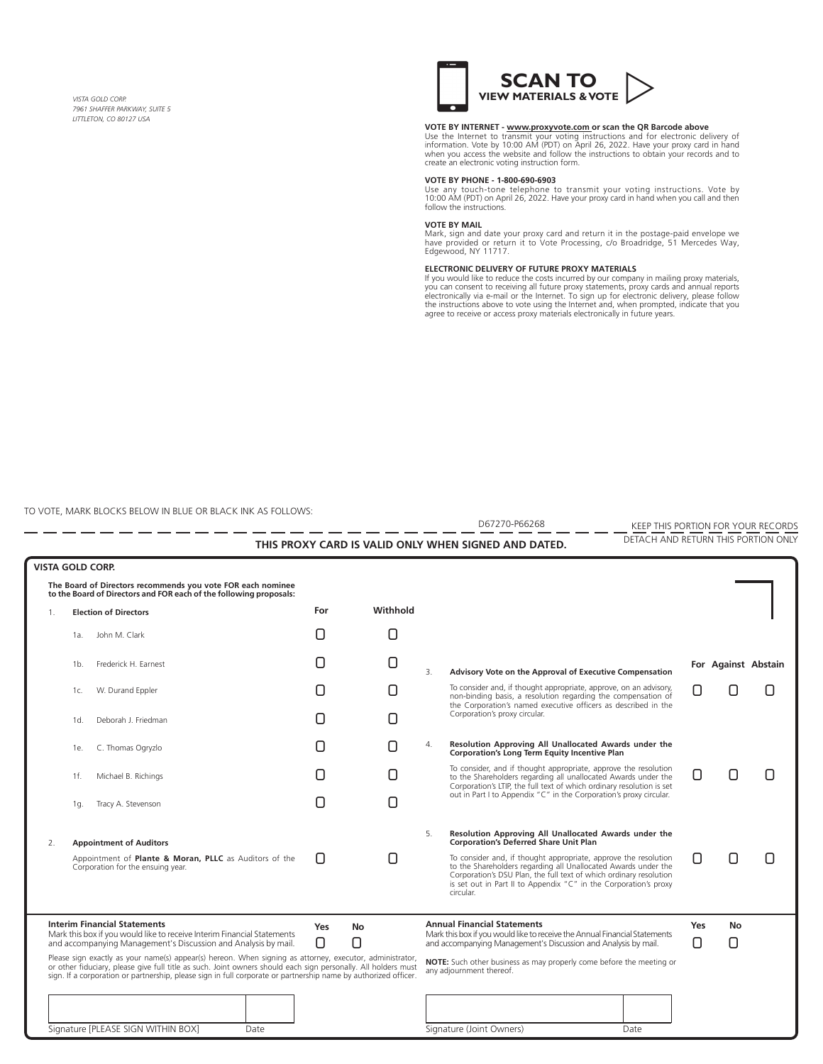*VISTA GOLD CORP.*
*7961 SHAFFER PARKWAY, SUITE 5*
*LITTLETON, CO 80127 USA*

**SCAN TO VIEW MATERIALS & VOTE**

**VOTE BY INTERNET - www.proxyvote.com or scan the QR Barcode above**
Use the Internet to transmit your voting instructions and for electronic delivery of information. Vote by 10:00 AM (PDT) on April 26, 2022. Have your proxy card in hand when you access the website and follow the instructions to obtain your records and to create an electronic voting instruction form.

**VOTE BY PHONE - 1-800-690-6903**
Use any touch-tone telephone to transmit your voting instructions. Vote by 10:00 AM (PDT) on April 26, 2022. Have your proxy card in hand when you call and then follow the instructions.

**VOTE BY MAIL**
Mark, sign and date your proxy card and return it in the postage-paid envelope we have provided or return it to Vote Processing, c/o Broadridge, 51 Mercedes Way, Edgewood, NY 11717.

**ELECTRONIC DELIVERY OF FUTURE PROXY MATERIALS**
If you would like to reduce the costs incurred by our company in mailing proxy materials, you can consent to receiving all future proxy statements, proxy cards and annual reports electronically via e-mail or the Internet. To sign up for electronic delivery, please follow the instructions above to vote using the Internet and, when prompted, indicate that you agree to receive or access proxy materials electronically in future years.

TO VOTE, MARK BLOCKS BELOW IN BLUE OR BLACK INK AS FOLLOWS:

D67270-P66268

KEEP THIS PORTION FOR YOUR RECORDS

DETACH AND RETURN THIS PORTION ONLY

**THIS PROXY CARD IS VALID ONLY WHEN SIGNED AND DATED.**

**VISTA GOLD CORP.**

**The Board of Directors recommends you vote FOR each nominee to the Board of Directors and FOR each of the following proposals:**

| | | For | Withhold |
|---|---|---|---|
| 1. | **Election of Directors** | | |
| | 1a. John M. Clark | ☐ | ☐ |
| | 1b. Frederick H. Earnest | ☐ | ☐ |
| | 1c. W. Durand Eppler | ☐ | ☐ |
| | 1d. Deborah J. Friedman | ☐ | ☐ |
| | 1e. C. Thomas Ogryzlo | ☐ | ☐ |
| | 1f. Michael B. Richings | ☐ | ☐ |
| | 1g. Tracy A. Stevenson | ☐ | ☐ |
| 2. | **Appointment of Auditors**<br>Appointment of **Plante & Moran, PLLC** as Auditors of the Corporation for the ensuing year. | ☐ | ☐ |

| | | For | Against | Abstain |
|---|---|---|---|---|
| 3. | **Advisory Vote on the Approval of Executive Compensation**<br>To consider and, if thought appropriate, approve, on an advisory, non-binding basis, a resolution regarding the compensation of the Corporation's named executive officers as described in the Corporation's proxy circular. | ☐ | ☐ | ☐ |
| 4. | **Resolution Approving All Unallocated Awards under the Corporation's Long Term Equity Incentive Plan**<br>To consider, and if thought appropriate, approve the resolution to the Shareholders regarding all unallocated Awards under the Corporation's LTIP, the full text of which ordinary resolution is set out in Part I to Appendix "C" in the Corporation's proxy circular. | ☐ | ☐ | ☐ |
| 5. | **Resolution Approving All Unallocated Awards under the Corporation's Deferred Share Unit Plan**<br>To consider and, if thought appropriate, approve the resolution to the Shareholders regarding all Unallocated Awards under the Corporation's DSU Plan, the full text of which ordinary resolution is set out in Part II to Appendix "C" in the Corporation's proxy circular. | ☐ | ☐ | ☐ |

| | Yes | No |
|---|---|---|
| **Interim Financial Statements**<br>Mark this box if you would like to receive Interim Financial Statements and accompanying Management's Discussion and Analysis by mail. | ☐ | ☐ |
| **Annual Financial Statements**<br>Mark this box if you would like to receive the Annual Financial Statements and accompanying Management's Discussion and Analysis by mail. | ☐ | ☐ |

Please sign exactly as your name(s) appear(s) hereon. When signing as attorney, executor, administrator, or other fiduciary, please give full title as such. Joint owners should each sign personally. All holders must sign. If a corporation or partnership, please sign in full corporate or partnership name by authorized officer.

**NOTE:** Such other business as may properly come before the meeting or any adjournment thereof.

| Signature [PLEASE SIGN WITHIN BOX] | Date | Signature (Joint Owners) | Date |
|---|---|---|---|
| | | | |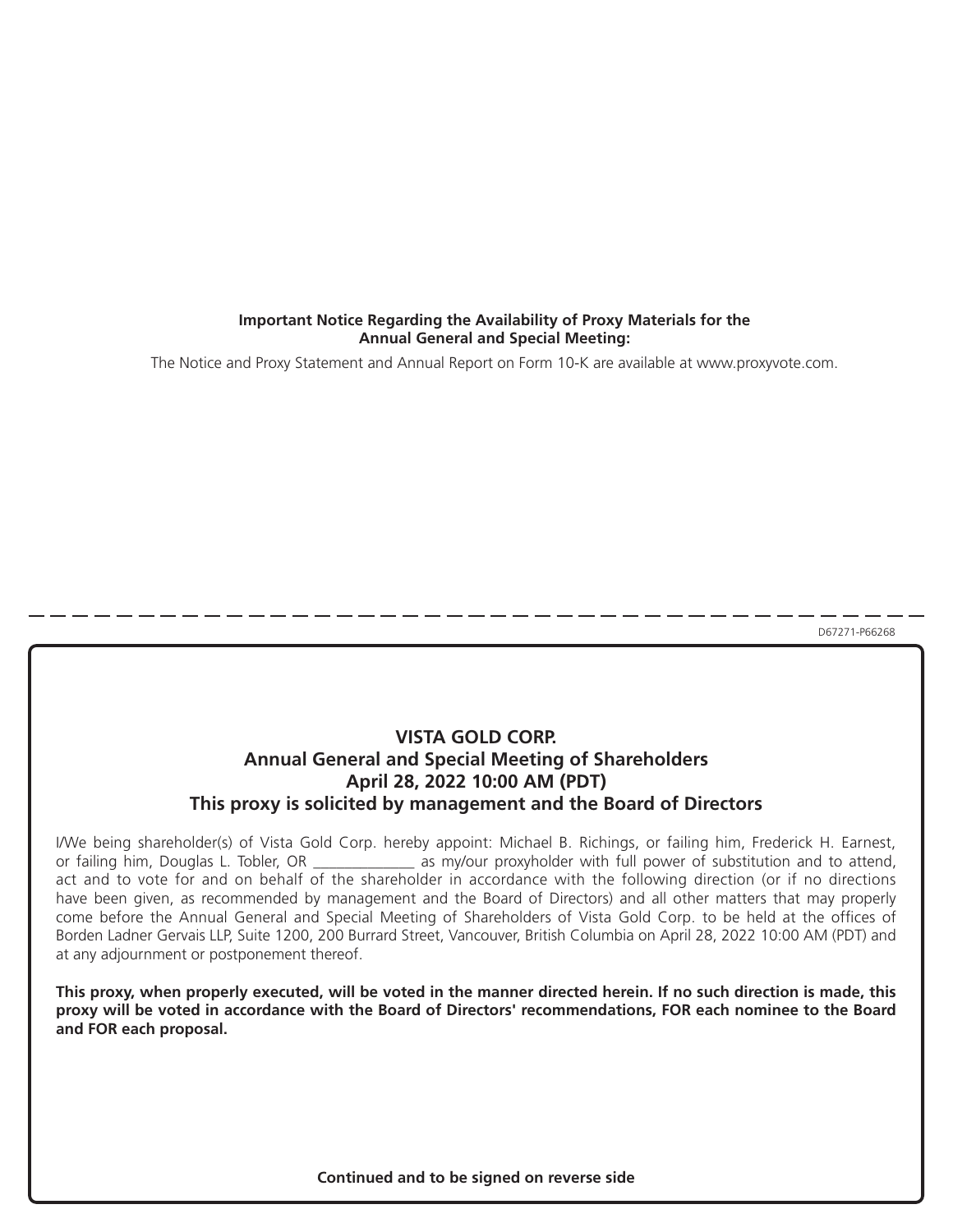**Important Notice Regarding the Availability of Proxy Materials for the Annual General and Special Meeting:**

The Notice and Proxy Statement and Annual Report on Form 10-K are available at www.proxyvote.com.

D67271-P66268

## VISTA GOLD CORP.
## Annual General and Special Meeting of Shareholders
## April 28, 2022 10:00 AM (PDT)
## This proxy is solicited by management and the Board of Directors

I/We being shareholder(s) of Vista Gold Corp. hereby appoint: Michael B. Richings, or failing him, Frederick H. Earnest, or failing him, Douglas L. Tobler, OR _____________ as my/our proxyholder with full power of substitution and to attend, act and to vote for and on behalf of the shareholder in accordance with the following direction (or if no directions have been given, as recommended by management and the Board of Directors) and all other matters that may properly come before the Annual General and Special Meeting of Shareholders of Vista Gold Corp. to be held at the offices of Borden Ladner Gervais LLP, Suite 1200, 200 Burrard Street, Vancouver, British Columbia on April 28, 2022 10:00 AM (PDT) and at any adjournment or postponement thereof.

**This proxy, when properly executed, will be voted in the manner directed herein. If no such direction is made, this proxy will be voted in accordance with the Board of Directors' recommendations, FOR each nominee to the Board and FOR each proposal.**

**Continued and to be signed on reverse side**